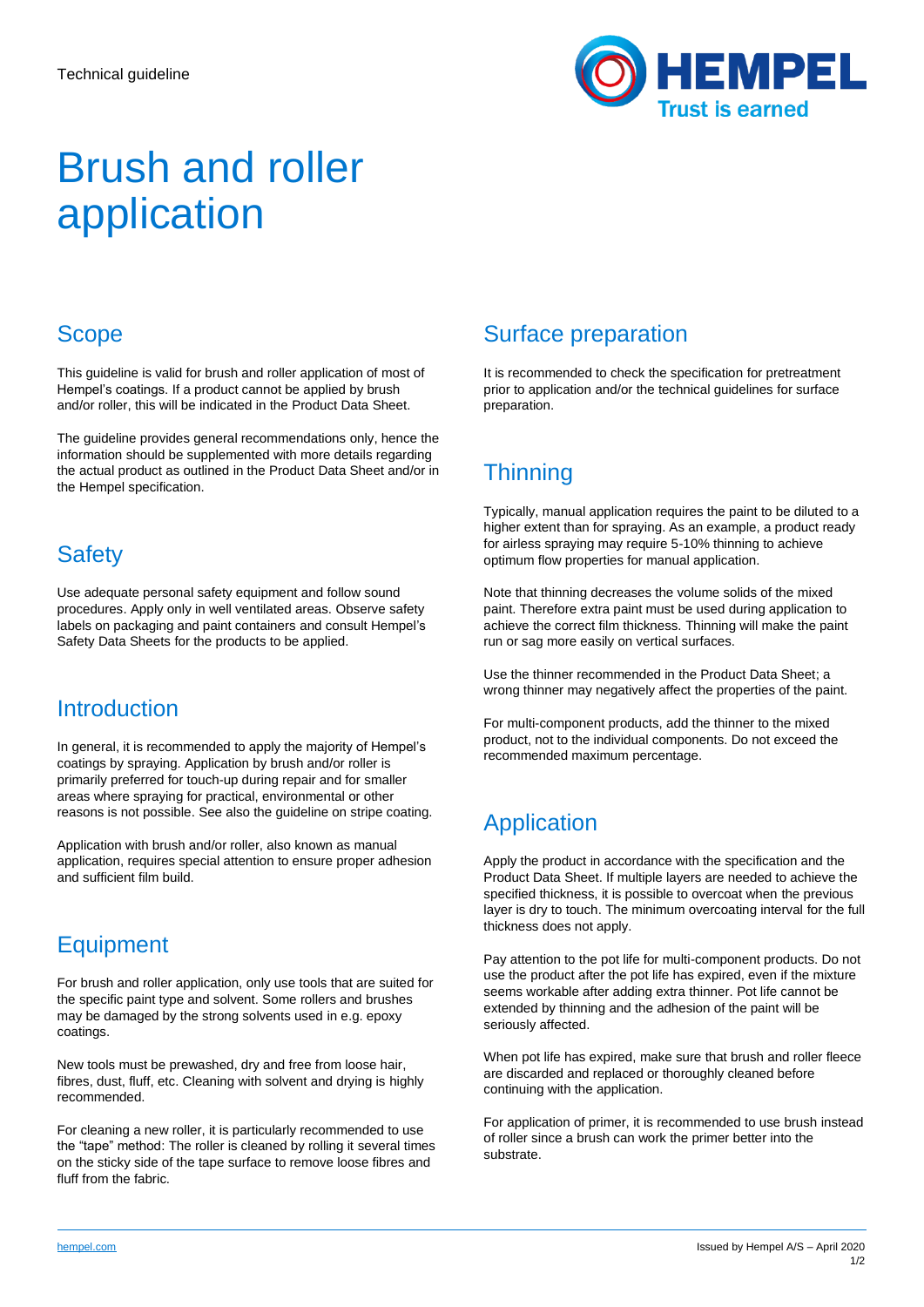Technical guideline

# Brush and roller application

## Scope

This guideline is valid for brush and roller application of most of Hempel's coatings. If a product cannot be applied by brush and/or roller, this will be indicated in the Product Data Sheet.

The guideline provides general recommendations only, hence the information should be supplemented with more details regarding the actual product as outlined in the Product Data Sheet and/or in the Hempel specification.

## Safety

Use adequate personal safety equipment and follow sound procedures. Apply only in well ventilated areas. Observe safety labels on packaging and paint containers and consult Hempel's Safety Data Sheets for the products to be applied.

## Introduction

In general, it is recommended to apply the majority of Hempel's coatings by spraying. Application by brush and/or roller is primarily preferred for touch-up during repair and for smaller areas where spraying for practical, environmental or other reasons is not possible. See also the guideline on stripe coating.

Application with brush and/or roller, also known as manual application, requires special attention to ensure proper adhesion and sufficient film build.

## Equipment

For brush and roller application, only use tools that are suited for the specific paint type and solvent. Some rollers and brushes may be damaged by the strong solvents used in e.g. epoxy coatings.

New tools must be prewashed, dry and free from loose hair, fibres, dust, fluff, etc. Cleaning with solvent and drying is highly recommended.

For cleaning a new roller, it is particularly recommended to use the "tape" method: The roller is cleaned by rolling it several times on the sticky side of the tape surface to remove loose fibres and fluff from the fabric.

## Surface preparation

It is recommended to check the specification for pretreatment prior to application and/or the technical guidelines for surface preparation.

## Thinning

Typically, manual application requires the paint to be diluted to a higher extent than for spraying. As an example, a product ready for airless spraying may require 5-10% thinning to achieve optimum flow properties for manual application.

Note that thinning decreases the volume solids of the mixed paint. Therefore extra paint must be used during application to achieve the correct film thickness. Thinning will make the paint run or sag more easily on vertical surfaces.

Use the thinner recommended in the Product Data Sheet; a wrong thinner may negatively affect the properties of the paint.

For multi-component products, add the thinner to the mixed product, not to the individual components. Do not exceed the recommended maximum percentage.

## Application

Apply the product in accordance with the specification and the Product Data Sheet. If multiple layers are needed to achieve the specified thickness, it is possible to overcoat when the previous layer is dry to touch. The minimum overcoating interval for the full thickness does not apply.

Pay attention to the pot life for multi-component products. Do not use the product after the pot life has expired, even if the mixture seems workable after adding extra thinner. Pot life cannot be extended by thinning and the adhesion of the paint will be seriously affected.

When pot life has expired, make sure that brush and roller fleece are discarded and replaced or thoroughly cleaned before continuing with the application.

For application of primer, it is recommended to use brush instead of roller since a brush can work the primer better into the substrate.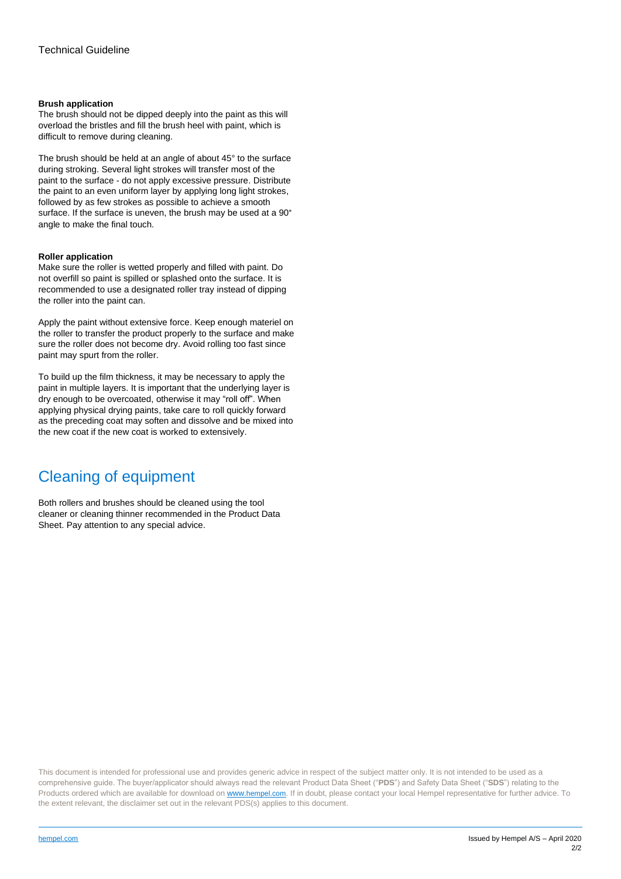**Brush application**

The brush should not be dipped deeply into the paint as this will overload the bristles and fill the brush heel with paint, which is difficult to remove during cleaning.

The brush should be held at an angle of about 45° to the surface during stroking. Several light strokes will transfer most of the paint to the surface - do not apply excessive pressure. Distribute the paint to an even uniform layer by applying long light strokes, followed by as few strokes as possible to achieve a smooth surface. If the surface is uneven, the brush may be used at a 90° angle to make the final touch.

**Roller application**

Make sure the roller is wetted properly and filled with paint. Do not overfill so paint is spilled or splashed onto the surface. It is recommended to use a designated roller tray instead of dipping the roller into the paint can.

Apply the paint without extensive force. Keep enough materiel on the roller to transfer the product properly to the surface and make sure the roller does not become dry. Avoid rolling too fast since paint may spurt from the roller.

To build up the film thickness, it may be necessary to apply the paint in multiple layers. It is important that the underlying layer is dry enough to be overcoated, otherwise it may "roll off". When applying physical drying paints, take care to roll quickly forward as the preceding coat may soften and dissolve and be mixed into the new coat if the new coat is worked to extensively.

## Cleaning of equipment

Both rollers and brushes should be cleaned using the tool cleaner or cleaning thinner recommended in the Product Data Sheet. Pay attention to any special advice.

This document is intended for professional use and provides generic advice in respect of the subject matter only. It is not intended to be used as a comprehensive guide. The buyer/applicator should always read the relevant Product Data Sheet ("**PDS**") and Safety Data Sheet ("**SDS**") relating to the Products ordered which are available for download on www.hempel.com. If in doubt, please contact your local Hempel representative for further advice. To the extent relevant, the disclaimer set out in the relevant PDS(s) applies to this document.

Issued by Hempel A/S – April 2020